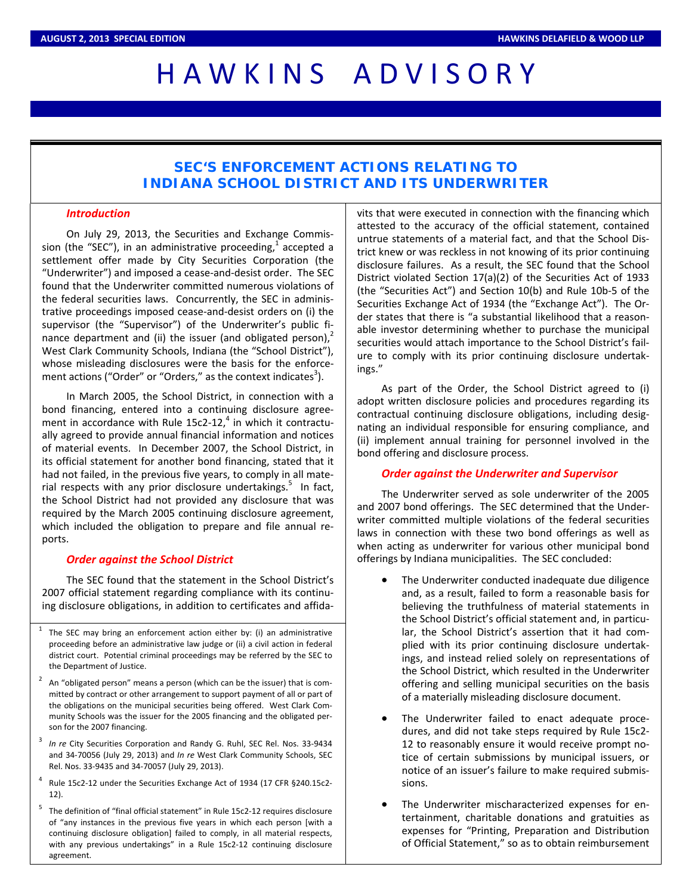# HAWKINS ADVISORY

## SEC'S ENFORCEMENT ACTIONS RELATING TO INDIANA SCHOOL DISTRICT AND ITS UNDERWRITER

### *Introduction*

On July 29, 2013, the Securities and Exchange Commission (the "SEC"), in an administrative proceeding,[1] accepted a settlement offer made by City Securities Corporation (the "Underwriter") and imposed a cease-and-desist order. The SEC found that the Underwriter committed numerous violations of the federal securities laws. Concurrently, the SEC in administrative proceedings imposed cease-and-desist orders on (i) the supervisor (the "Supervisor") of the Underwriter's public finance department and (ii) the issuer (and obligated person),[2] West Clark Community Schools, Indiana (the "School District"), whose misleading disclosures were the basis for the enforcement actions ("Order" or "Orders," as the context indicates[3]).

In March 2005, the School District, in connection with a bond financing, entered into a continuing disclosure agreement in accordance with Rule 15c2-12,[4] in which it contractually agreed to provide annual financial information and notices of material events. In December 2007, the School District, in its official statement for another bond financing, stated that it had not failed, in the previous five years, to comply in all material respects with any prior disclosure undertakings.[5] In fact, the School District had not provided any disclosure that was required by the March 2005 continuing disclosure agreement, which included the obligation to prepare and file annual reports.

### *Order against the School District*

The SEC found that the statement in the School District's 2007 official statement regarding compliance with its continuing disclosure obligations, in addition to certificates and affidavits that were executed in connection with the financing which attested to the accuracy of the official statement, contained untrue statements of a material fact, and that the School District knew or was reckless in not knowing of its prior continuing disclosure failures. As a result, the SEC found that the School District violated Section 17(a)(2) of the Securities Act of 1933 (the "Securities Act") and Section 10(b) and Rule 10b-5 of the Securities Exchange Act of 1934 (the "Exchange Act"). The Order states that there is "a substantial likelihood that a reasonable investor determining whether to purchase the municipal securities would attach importance to the School District's failure to comply with its prior continuing disclosure undertakings."

As part of the Order, the School District agreed to (i) adopt written disclosure policies and procedures regarding its contractual continuing disclosure obligations, including designating an individual responsible for ensuring compliance, and (ii) implement annual training for personnel involved in the bond offering and disclosure process.

### *Order against the Underwriter and Supervisor*

The Underwriter served as sole underwriter of the 2005 and 2007 bond offerings. The SEC determined that the Underwriter committed multiple violations of the federal securities laws in connection with these two bond offerings as well as when acting as underwriter for various other municipal bond offerings by Indiana municipalities. The SEC concluded:

- The Underwriter conducted inadequate due diligence and, as a result, failed to form a reasonable basis for believing the truthfulness of material statements in the School District's official statement and, in particular, the School District's assertion that it had complied with its prior continuing disclosure undertakings, and instead relied solely on representations of the School District, which resulted in the Underwriter offering and selling municipal securities on the basis of a materially misleading disclosure document.

- The Underwriter failed to enact adequate procedures, and did not take steps required by Rule 15c2-12 to reasonably ensure it would receive prompt notice of certain submissions by municipal issuers, or notice of an issuer's failure to make required submissions.

- The Underwriter mischaracterized expenses for entertainment, charitable donations and gratuities as expenses for "Printing, Preparation and Distribution of Official Statement," so as to obtain reimbursement

---

[1] The SEC may bring an enforcement action either by: (i) an administrative proceeding before an administrative law judge or (ii) a civil action in federal district court. Potential criminal proceedings may be referred by the SEC to the Department of Justice.

[2] An "obligated person" means a person (which can be the issuer) that is committed by contract or other arrangement to support payment of all or part of the obligations on the municipal securities being offered. West Clark Community Schools was the issuer for the 2005 financing and the obligated person for the 2007 financing.

[3] *In re* City Securities Corporation and Randy G. Ruhl, SEC Rel. Nos. 33-9434 and 34-70056 (July 29, 2013) and *In re* West Clark Community Schools, SEC Rel. Nos. 33-9435 and 34-70057 (July 29, 2013).

[4] Rule 15c2-12 under the Securities Exchange Act of 1934 (17 CFR §240.15c2-12).

[5] The definition of "final official statement" in Rule 15c2-12 requires disclosure of "any instances in the previous five years in which each person [with a continuing disclosure obligation] failed to comply, in all material respects, with any previous undertakings" in a Rule 15c2-12 continuing disclosure agreement.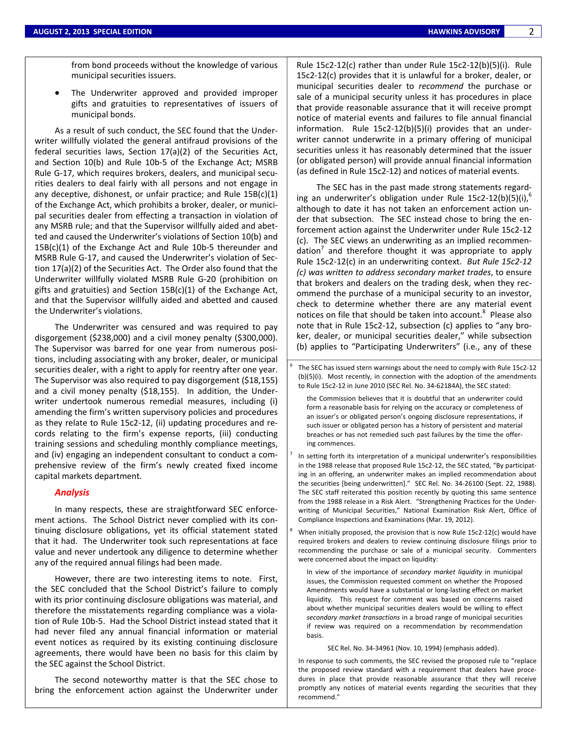from bond proceeds without the knowledge of various municipal securities issuers.

- The Underwriter approved and provided improper gifts and gratuities to representatives of issuers of municipal bonds.

As a result of such conduct, the SEC found that the Underwriter willfully violated the general antifraud provisions of the federal securities laws, Section 17(a)(2) of the Securities Act, and Section 10(b) and Rule 10b-5 of the Exchange Act; MSRB Rule G-17, which requires brokers, dealers, and municipal securities dealers to deal fairly with all persons and not engage in any deceptive, dishonest, or unfair practice; and Rule 15B(c)(1) of the Exchange Act, which prohibits a broker, dealer, or municipal securities dealer from effecting a transaction in violation of any MSRB rule; and that the Supervisor willfully aided and abetted and caused the Underwriter's violations of Section 10(b) and 15B(c)(1) of the Exchange Act and Rule 10b-5 thereunder and MSRB Rule G-17, and caused the Underwriter's violation of Section 17(a)(2) of the Securities Act. The Order also found that the Underwriter willfully violated MSRB Rule G-20 (prohibition on gifts and gratuities) and Section 15B(c)(1) of the Exchange Act, and that the Supervisor willfully aided and abetted and caused the Underwriter's violations.

The Underwriter was censured and was required to pay disgorgement ($238,000) and a civil money penalty ($300,000). The Supervisor was barred for one year from numerous positions, including associating with any broker, dealer, or municipal securities dealer, with a right to apply for reentry after one year. The Supervisor was also required to pay disgorgement ($18,155) and a civil money penalty ($18,155). In addition, the Underwriter undertook numerous remedial measures, including (i) amending the firm's written supervisory policies and procedures as they relate to Rule 15c2-12, (ii) updating procedures and records relating to the firm's expense reports, (iii) conducting training sessions and scheduling monthly compliance meetings, and (iv) engaging an independent consultant to conduct a comprehensive review of the firm's newly created fixed income capital markets department.

### *Analysis*

In many respects, these are straightforward SEC enforcement actions. The School District never complied with its continuing disclosure obligations, yet its official statement stated that it had. The Underwriter took such representations at face value and never undertook any diligence to determine whether any of the required annual filings had been made.

However, there are two interesting items to note. First, the SEC concluded that the School District's failure to comply with its prior continuing disclosure obligations was material, and therefore the misstatements regarding compliance was a violation of Rule 10b-5. Had the School District instead stated that it had never filed any annual financial information or material event notices as required by its existing continuing disclosure agreements, there would have been no basis for this claim by the SEC against the School District.

The second noteworthy matter is that the SEC chose to bring the enforcement action against the Underwriter under Rule 15c2-12(c) rather than under Rule 15c2-12(b)(5)(i). Rule 15c2-12(c) provides that it is unlawful for a broker, dealer, or municipal securities dealer to *recommend* the purchase or sale of a municipal security unless it has procedures in place that provide reasonable assurance that it will receive prompt notice of material events and failures to file annual financial information. Rule 15c2-12(b)(5)(i) provides that an underwriter cannot underwrite in a primary offering of municipal securities unless it has reasonably determined that the issuer (or obligated person) will provide annual financial information (as defined in Rule 15c2-12) and notices of material events.

The SEC has in the past made strong statements regarding an underwriter's obligation under Rule 15c2-12(b)(5)(i),[6] although to date it has not taken an enforcement action under that subsection. The SEC instead chose to bring the enforcement action against the Underwriter under Rule 15c2-12 (c). The SEC views an underwriting as an implied recommendation[7] and therefore thought it was appropriate to apply Rule 15c2-12(c) in an underwriting context. *But Rule 15c2-12 (c) was written to address secondary market trades*, to ensure that brokers and dealers on the trading desk, when they recommend the purchase of a municipal security to an investor, check to determine whether there are any material event notices on file that should be taken into account.[8] Please also note that in Rule 15c2-12, subsection (c) applies to "any broker, dealer, or municipal securities dealer," while subsection (b) applies to "Participating Underwriters" (i.e., any of these

---

[6] The SEC has issued stern warnings about the need to comply with Rule 15c2-12 (b)(5)(i). Most recently, in connection with the adoption of the amendments to Rule 15c2-12 in June 2010 (SEC Rel. No. 34-62184A), the SEC stated:

> the Commission believes that it is doubtful that an underwriter could form a reasonable basis for relying on the accuracy or completeness of an issuer's or obligated person's ongoing disclosure representations, if such issuer or obligated person has a history of persistent and material breaches or has not remedied such past failures by the time the offering commences.

[7] In setting forth its interpretation of a municipal underwriter's responsibilities in the 1988 release that proposed Rule 15c2-12, the SEC stated, "By participating in an offering, an underwriter makes an implied recommendation about the securities [being underwritten]." SEC Rel. No. 34-26100 (Sept. 22, 1988). The SEC staff reiterated this position recently by quoting this same sentence from the 1988 release in a Risk Alert. "Strengthening Practices for the Underwriting of Municipal Securities," National Examination Risk Alert, Office of Compliance Inspections and Examinations (Mar. 19, 2012).

[8] When initially proposed, the provision that is now Rule 15c2-12(c) would have required brokers and dealers to review continuing disclosure filings prior to recommending the purchase or sale of a municipal security. Commenters were concerned about the impact on liquidity:

> In view of the importance of *secondary market liquidity* in municipal issues, the Commission requested comment on whether the Proposed Amendments would have a substantial or long-lasting effect on market liquidity. This request for comment was based on concerns raised about whether municipal securities dealers would be willing to effect *secondary market transactions* in a broad range of municipal securities if review was required on a recommendation by recommendation basis.
>
> SEC Rel. No. 34-34961 (Nov. 10, 1994) (emphasis added).

In response to such comments, the SEC revised the proposed rule to "replace the proposed review standard with a requirement that dealers have procedures in place that provide reasonable assurance that they will receive promptly any notices of material events regarding the securities that they recommend."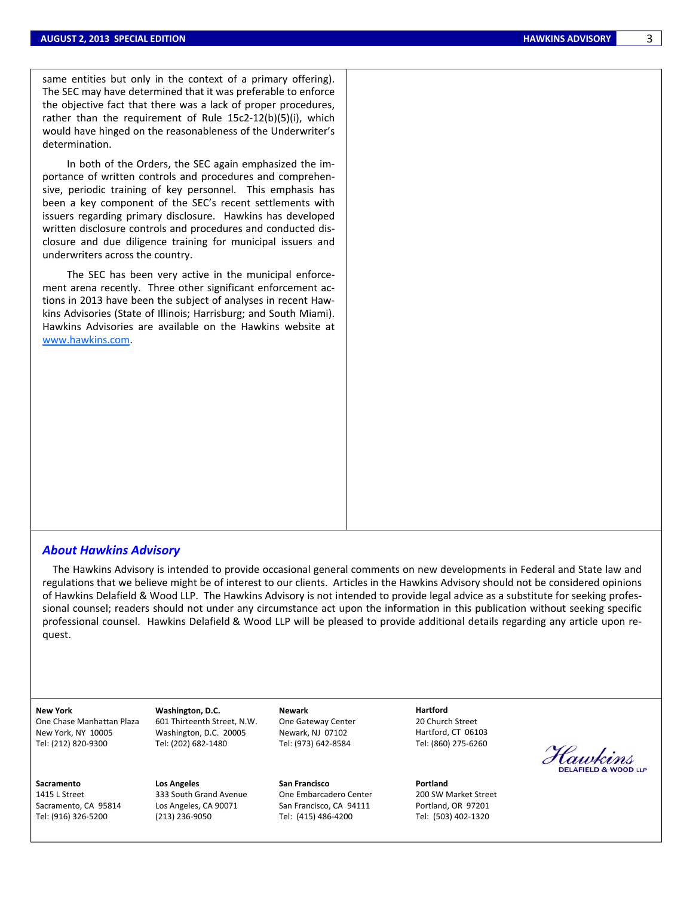same entities but only in the context of a primary offering). The SEC may have determined that it was preferable to enforce the objective fact that there was a lack of proper procedures, rather than the requirement of Rule 15c2-12(b)(5)(i), which would have hinged on the reasonableness of the Underwriter's determination.

In both of the Orders, the SEC again emphasized the importance of written controls and procedures and comprehensive, periodic training of key personnel. This emphasis has been a key component of the SEC's recent settlements with issuers regarding primary disclosure. Hawkins has developed written disclosure controls and procedures and conducted disclosure and due diligence training for municipal issuers and underwriters across the country.

The SEC has been very active in the municipal enforcement arena recently. Three other significant enforcement actions in 2013 have been the subject of analyses in recent Hawkins Advisories (State of Illinois; Harrisburg; and South Miami). Hawkins Advisories are available on the Hawkins website at [www.hawkins.com](http://www.hawkins.com).

## *About Hawkins Advisory*

The Hawkins Advisory is intended to provide occasional general comments on new developments in Federal and State law and regulations that we believe might be of interest to our clients. Articles in the Hawkins Advisory should not be considered opinions of Hawkins Delafield & Wood LLP. The Hawkins Advisory is not intended to provide legal advice as a substitute for seeking professional counsel; readers should not under any circumstance act upon the information in this publication without seeking specific professional counsel. Hawkins Delafield & Wood LLP will be pleased to provide additional details regarding any article upon request.

**New York**
One Chase Manhattan Plaza
New York, NY 10005
Tel: (212) 820-9300

**Washington, D.C.**
601 Thirteenth Street, N.W.
Washington, D.C. 20005
Tel: (202) 682-1480

**Newark**
One Gateway Center
Newark, NJ 07102
Tel: (973) 642-8584

**Hartford**
20 Church Street
Hartford, CT 06103
Tel: (860) 275-6260

**Sacramento**
1415 L Street
Sacramento, CA 95814
Tel: (916) 326-5200

**Los Angeles**
333 South Grand Avenue
Los Angeles, CA 90071
(213) 236-9050

**San Francisco**
One Embarcadero Center
San Francisco, CA 94111
Tel: (415) 486-4200

**Portland**
200 SW Market Street
Portland, OR 97201
Tel: (503) 402-1320

Hawkins
DELAFIELD & WOOD LLP